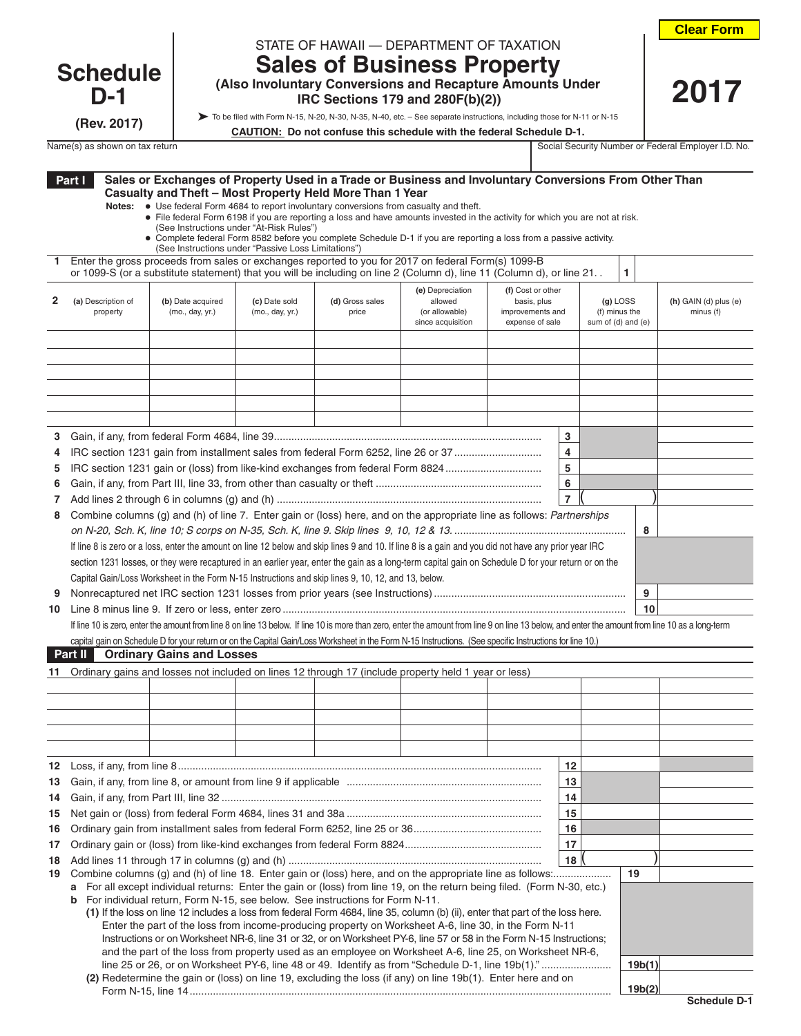Clear Form

# Schedule D-1

(Rev. 2017)

STATE OF HAWAII — DEPARTMENT OF TAXATION

## Sales of Business Property

**(Also Involuntary Conversions and Recapture Amounts Under IRC Sections 179 and 280F(b)(2))**

➤ To be filed with Form N-15, N-20, N-30, N-35, N-40, etc. – See separate instructions, including those for N-11 or N-15

**CAUTION: Do not confuse this schedule with the federal Schedule D-1.**

# 2017

Name(s) as shown on tax return | Social Security Number or Federal Employer I.D. No.

**Part I — Sales or Exchanges of Property Used in a Trade or Business and Involuntary Conversions From Other Than Casualty and Theft – Most Property Held More Than 1 Year**

**Notes:**
- Use federal Form 4684 to report involuntary conversions from casualty and theft.
- File federal Form 6198 if you are reporting a loss and have amounts invested in the activity for which you are not at risk. (See Instructions under "At-Risk Rules")
- Complete federal Form 8582 before you complete Schedule D-1 if you are reporting a loss from a passive activity. (See Instructions under "Passive Loss Limitations")

1 Enter the gross proceeds from sales or exchanges reported to you for 2017 on federal Form(s) 1099-B or 1099-S (or a substitute statement) that you will be including on line 2 (Column d), line 11 (Column d), or line 21. . | 1 |

| 2 (a) Description of property | (b) Date acquired (mo., day, yr.) | (c) Date sold (mo., day, yr.) | (d) Gross sales price | (e) Depreciation allowed (or allowable) since acquisition | (f) Cost or other basis, plus improvements and expense of sale | (g) LOSS (f) minus the sum of (d) and (e) | (h) GAIN (d) plus (e) minus (f) |
|---|---|---|---|---|---|---|---|
| | | | | | | | |
| | | | | | | | |
| | | | | | | | |
| | | | | | | | |
| | | | | | | | |
| | | | | | | | |

| Line | Description | | (g) | (h) |
|---|---|---|---|---|
| 3 | Gain, if any, from federal Form 4684, line 39 | 3 | | |
| 4 | IRC section 1231 gain from installment sales from federal Form 6252, line 26 or 37 | 4 | | |
| 5 | IRC section 1231 gain or (loss) from like-kind exchanges from federal Form 8824 | 5 | | |
| 6 | Gain, if any, from Part III, line 33, from other than casualty or theft | 6 | | |
| 7 | Add lines 2 through 6 in columns (g) and (h) | 7 | ( ) | |

8 Combine columns (g) and (h) of line 7. Enter gain or (loss) here, and on the appropriate line as follows: *Partnerships on N-20, Sch. K, line 10; S corps on N-35, Sch. K, line 9. Skip lines 9, 10, 12 & 13.* | 8 |

If line 8 is zero or a loss, enter the amount on line 12 below and skip lines 9 and 10. If line 8 is a gain and you did not have any prior year IRC section 1231 losses, or they were recaptured in an earlier year, enter the gain as a long-term capital gain on Schedule D for your return or on the Capital Gain/Loss Worksheet in the Form N-15 Instructions and skip lines 9, 10, 12, and 13, below.

9 Nonrecaptured net IRC section 1231 losses from prior years (see Instructions) | 9 |

10 Line 8 minus line 9. If zero or less, enter zero | 10 |

If line 10 is zero, enter the amount from line 8 on line 13 below. If line 10 is more than zero, enter the amount from line 9 on line 13 below, and enter the amount from line 10 as a long-term capital gain on Schedule D for your return or on the Capital Gain/Loss Worksheet in the Form N-15 Instructions. (See specific Instructions for line 10.)

**Part II — Ordinary Gains and Losses**

11 Ordinary gains and losses not included on lines 12 through 17 (include property held 1 year or less)

| | | | | | | | |
|---|---|---|---|---|---|---|---|
| | | | | | | | |
| | | | | | | | |
| | | | | | | | |
| | | | | | | | |
| | | | | | | | |

| Line | Description | | (g) | (h) |
|---|---|---|---|---|
| 12 | Loss, if any, from line 8 | 12 | | |
| 13 | Gain, if any, from line 8, or amount from line 9 if applicable | 13 | | |
| 14 | Gain, if any, from Part III, line 32 | 14 | | |
| 15 | Net gain or (loss) from federal Form 4684, lines 31 and 38a | 15 | | |
| 16 | Ordinary gain from installment sales from federal Form 6252, line 25 or 36 | 16 | | |
| 17 | Ordinary gain or (loss) from like-kind exchanges from federal Form 8824 | 17 | | |
| 18 | Add lines 11 through 17 in columns (g) and (h) | 18 | ( ) | |

19 Combine columns (g) and (h) of line 18. Enter gain or (loss) here, and on the appropriate line as follows: | 19 |

a For all except individual returns: Enter the gain or (loss) from line 19, on the return being filed. (Form N-30, etc.)

b For individual return, Form N-15, see below. See instructions for Form N-11.

(1) If the loss on line 12 includes a loss from federal Form 4684, line 35, column (b) (ii), enter that part of the loss here. Enter the part of the loss from income-producing property on Worksheet A-6, line 30, in the Form N-11 Instructions or on Worksheet NR-6, line 31 or 32, or on Worksheet PY-6, line 57 or 58 in the Form N-15 Instructions; and the part of the loss from property used as an employee on Worksheet A-6, line 25, on Worksheet NR-6, line 25 or 26, or on Worksheet PY-6, line 48 or 49. Identify as from "Schedule D-1, line 19b(1)." | 19b(1) |

(2) Redetermine the gain or (loss) on line 19, excluding the loss (if any) on line 19b(1). Enter here and on Form N-15, line 14 | 19b(2) |

Schedule D-1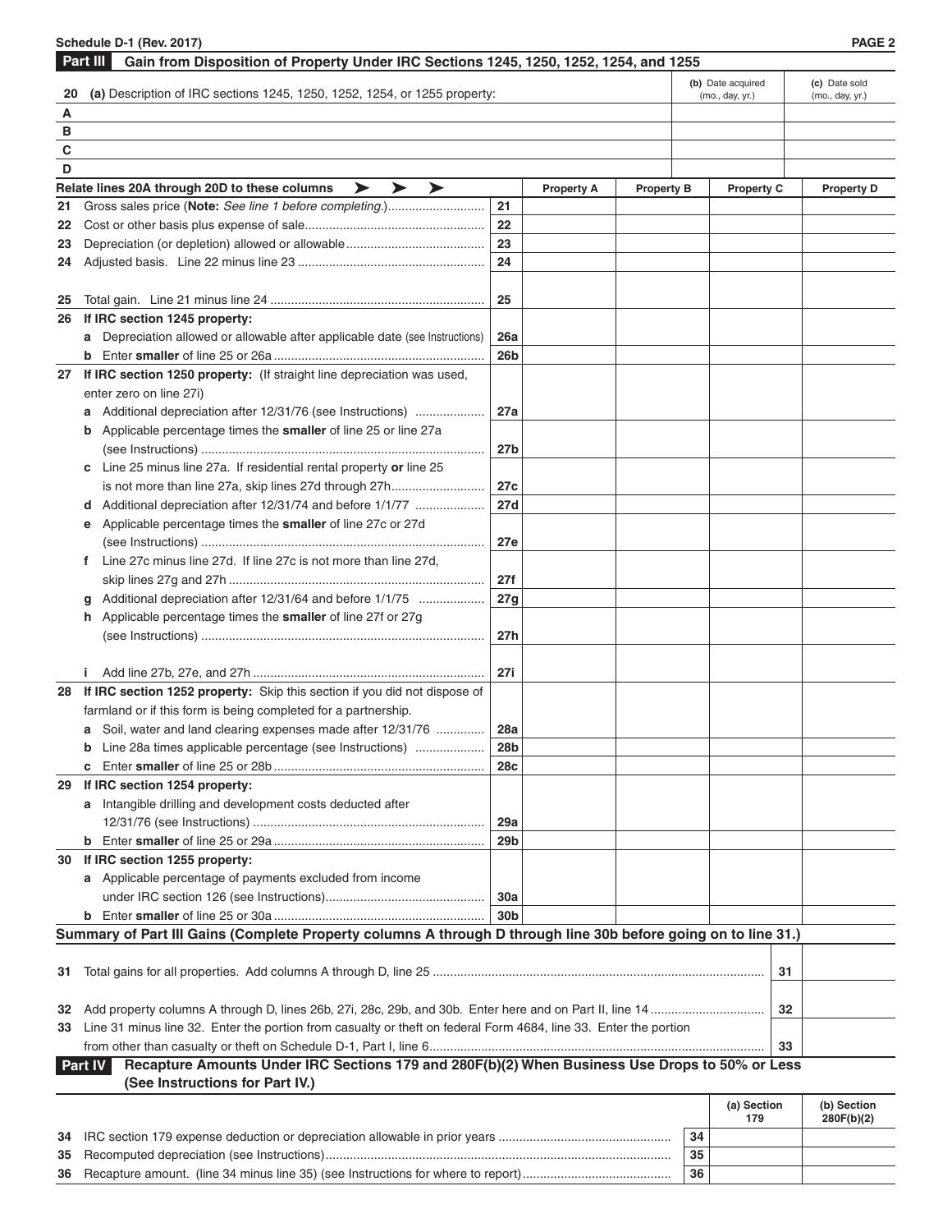## Part III Gain from Disposition of Property Under IRC Sections 1245, 1250, 1252, 1254, and 1255

| 20 | (a) Description of IRC sections 1245, 1250, 1252, 1254, or 1255 property: | (b) Date acquired (mo., day, yr.) | (c) Date sold (mo., day, yr.) |
|---|---|---|---|
| A | | | |
| B | | | |
| C | | | |
| D | | | |

| | Relate lines 20A through 20D to these columns ➤ ➤ ➤ | | Property A | Property B | Property C | Property D |
|---|---|---|---|---|---|---|
| 21 | Gross sales price (**Note:** *See line 1 before completing.*) | 21 | | | | |
| 22 | Cost or other basis plus expense of sale | 22 | | | | |
| 23 | Depreciation (or depletion) allowed or allowable | 23 | | | | |
| 24 | Adjusted basis. Line 22 minus line 23 | 24 | | | | |
| 25 | Total gain. Line 21 minus line 24 | 25 | | | | |
| 26 | **If IRC section 1245 property:** | | | | | |
| | a Depreciation allowed or allowable after applicable date (see Instructions) | 26a | | | | |
| | b Enter **smaller** of line 25 or 26a | 26b | | | | |
| 27 | **If IRC section 1250 property:** (If straight line depreciation was used, enter zero on line 27i) | | | | | |
| | a Additional depreciation after 12/31/76 (see Instructions) | 27a | | | | |
| | b Applicable percentage times the **smaller** of line 25 or line 27a (see Instructions) | 27b | | | | |
| | c Line 25 minus line 27a. If residential rental property **or** line 25 is not more than line 27a, skip lines 27d through 27h | 27c | | | | |
| | d Additional depreciation after 12/31/74 and before 1/1/77 | 27d | | | | |
| | e Applicable percentage times the **smaller** of line 27c or 27d (see Instructions) | 27e | | | | |
| | f Line 27c minus line 27d. If line 27c is not more than line 27d, skip lines 27g and 27h | 27f | | | | |
| | g Additional depreciation after 12/31/64 and before 1/1/75 | 27g | | | | |
| | h Applicable percentage times the **smaller** of line 27f or 27g (see Instructions) | 27h | | | | |
| | i Add line 27b, 27e, and 27h | 27i | | | | |
| 28 | **If IRC section 1252 property:** Skip this section if you did not dispose of farmland or if this form is being completed for a partnership. | | | | | |
| | a Soil, water and land clearing expenses made after 12/31/76 | 28a | | | | |
| | b Line 28a times applicable percentage (see Instructions) | 28b | | | | |
| | c Enter **smaller** of line 25 or 28b | 28c | | | | |
| 29 | **If IRC section 1254 property:** | | | | | |
| | a Intangible drilling and development costs deducted after 12/31/76 (see Instructions) | 29a | | | | |
| | b Enter **smaller** of line 25 or 29a | 29b | | | | |
| 30 | **If IRC section 1255 property:** | | | | | |
| | a Applicable percentage of payments excluded from income under IRC section 126 (see Instructions) | 30a | | | | |
| | b Enter **smaller** of line 25 or 30a | 30b | | | | |

**Summary of Part III Gains (Complete Property columns A through D through line 30b before going on to line 31.)**

| | | | |
|---|---|---|---|
| 31 | Total gains for all properties. Add columns A through D, line 25 | 31 | |
| 32 | Add property columns A through D, lines 26b, 27i, 28c, 29b, and 30b. Enter here and on Part II, line 14 | 32 | |
| 33 | Line 31 minus line 32. Enter the portion from casualty or theft on federal Form 4684, line 33. Enter the portion from other than casualty or theft on Schedule D-1, Part I, line 6 | 33 | |

## Part IV Recapture Amounts Under IRC Sections 179 and 280F(b)(2) When Business Use Drops to 50% or Less (See Instructions for Part IV.)

| | | | (a) Section 179 | (b) Section 280F(b)(2) |
|---|---|---|---|---|
| 34 | IRC section 179 expense deduction or depreciation allowable in prior years | 34 | | |
| 35 | Recomputed depreciation (see Instructions) | 35 | | |
| 36 | Recapture amount. (line 34 minus line 35) (see Instructions for where to report) | 36 | | |